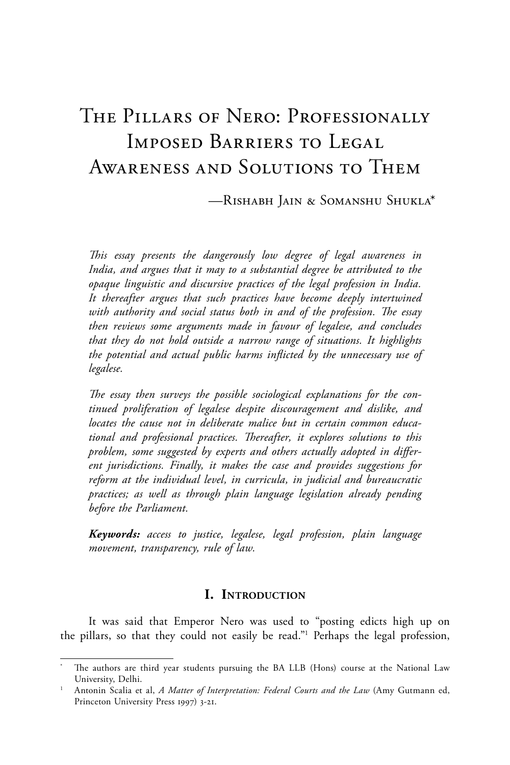# The Pillars of Nero: Professionally Imposed Barriers to Legal Awareness and Solutions to Them

—Rishabh Jain & Somanshu Shukla*

*This essay presents the dangerously low degree of legal awareness in India, and argues that it may to a substantial degree be attributed to the opaque linguistic and discursive practices of the legal profession in India. It thereafter argues that such practices have become deeply intertwined with authority and social status both in and of the profession. The essay then reviews some arguments made in favour of legalese, and concludes that they do not hold outside a narrow range of situations. It highlights the potential and actual public harms inflicted by the unnecessary use of legalese.*

*The essay then surveys the possible sociological explanations for the continued proliferation of legalese despite discouragement and dislike, and locates the cause not in deliberate malice but in certain common educational and professional practices. Thereafter, it explores solutions to this problem, some suggested by experts and others actually adopted in different jurisdictions. Finally, it makes the case and provides suggestions for reform at the individual level, in curricula, in judicial and bureaucratic practices; as well as through plain language legislation already pending before the Parliament.*

***Keywords:*** *access to justice, legalese, legal profession, plain language movement, transparency, rule of law.*

## I. Introduction

It was said that Emperor Nero was used to "posting edicts high up on the pillars, so that they could not easily be read."[1] Perhaps the legal profession,

---

\* The authors are third year students pursuing the BA LLB (Hons) course at the National Law University, Delhi.

[1] Antonin Scalia et al, *A Matter of Interpretation: Federal Courts and the Law* (Amy Gutmann ed, Princeton University Press 1997) 3-21.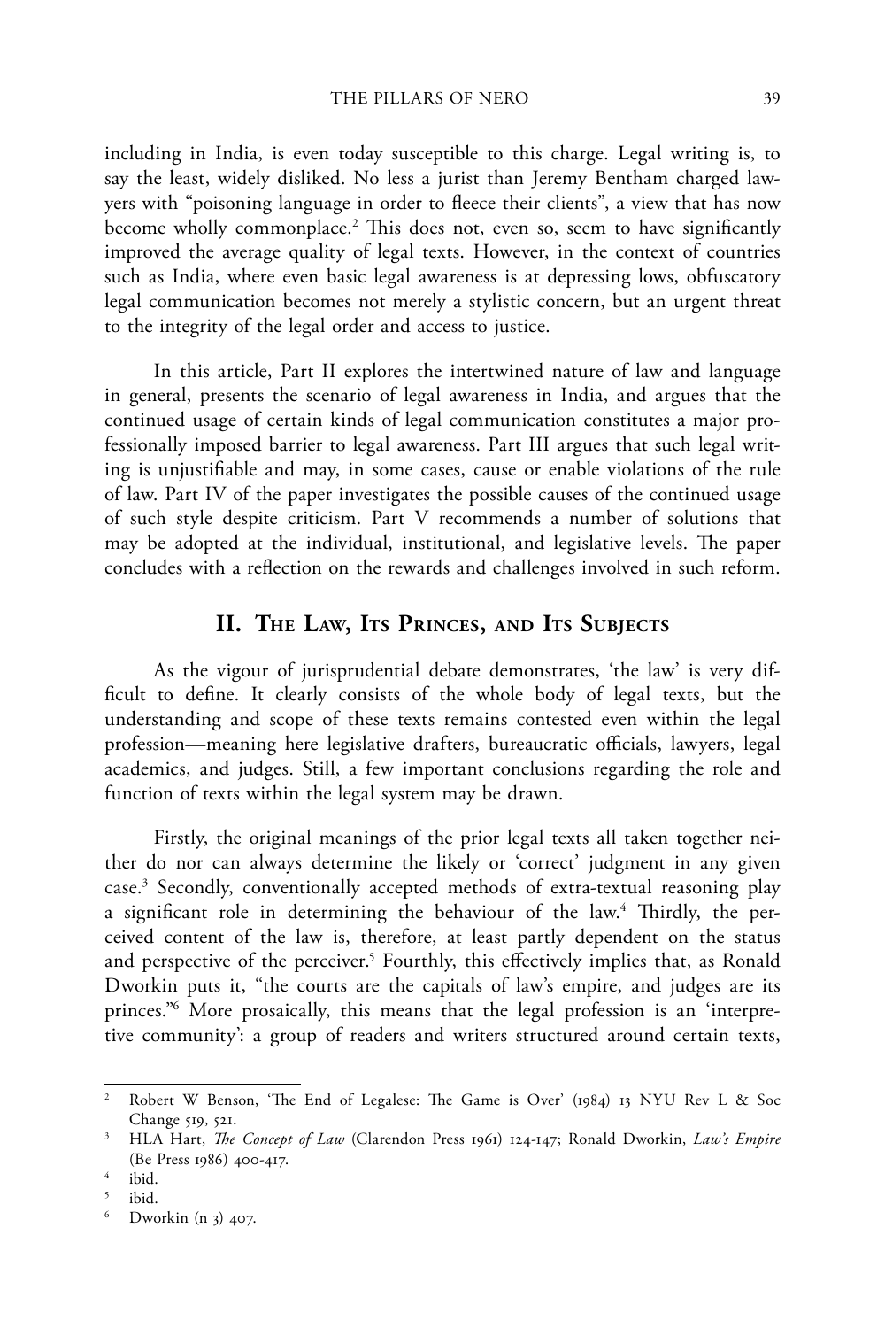including in India, is even today susceptible to this charge. Legal writing is, to say the least, widely disliked. No less a jurist than Jeremy Bentham charged lawyers with "poisoning language in order to fleece their clients", a view that has now become wholly commonplace.[2] This does not, even so, seem to have significantly improved the average quality of legal texts. However, in the context of countries such as India, where even basic legal awareness is at depressing lows, obfuscatory legal communication becomes not merely a stylistic concern, but an urgent threat to the integrity of the legal order and access to justice.

In this article, Part II explores the intertwined nature of law and language in general, presents the scenario of legal awareness in India, and argues that the continued usage of certain kinds of legal communication constitutes a major professionally imposed barrier to legal awareness. Part III argues that such legal writing is unjustifiable and may, in some cases, cause or enable violations of the rule of law. Part IV of the paper investigates the possible causes of the continued usage of such style despite criticism. Part V recommends a number of solutions that may be adopted at the individual, institutional, and legislative levels. The paper concludes with a reflection on the rewards and challenges involved in such reform.

## II. The Law, Its Princes, and Its Subjects

As the vigour of jurisprudential debate demonstrates, 'the law' is very difficult to define. It clearly consists of the whole body of legal texts, but the understanding and scope of these texts remains contested even within the legal profession—meaning here legislative drafters, bureaucratic officials, lawyers, legal academics, and judges. Still, a few important conclusions regarding the role and function of texts within the legal system may be drawn.

Firstly, the original meanings of the prior legal texts all taken together neither do nor can always determine the likely or 'correct' judgment in any given case.[3] Secondly, conventionally accepted methods of extra-textual reasoning play a significant role in determining the behaviour of the law.[4] Thirdly, the perceived content of the law is, therefore, at least partly dependent on the status and perspective of the perceiver.[5] Fourthly, this effectively implies that, as Ronald Dworkin puts it, "the courts are the capitals of law's empire, and judges are its princes."[6] More prosaically, this means that the legal profession is an 'interpretive community': a group of readers and writers structured around certain texts,

---

[2] Robert W Benson, 'The End of Legalese: The Game is Over' (1984) 13 NYU Rev L & Soc Change 519, 521.

[3] HLA Hart, *The Concept of Law* (Clarendon Press 1961) 124-147; Ronald Dworkin, *Law's Empire* (Be Press 1986) 400-417.

[4] ibid.

[5] ibid.

[6] Dworkin (n 3) 407.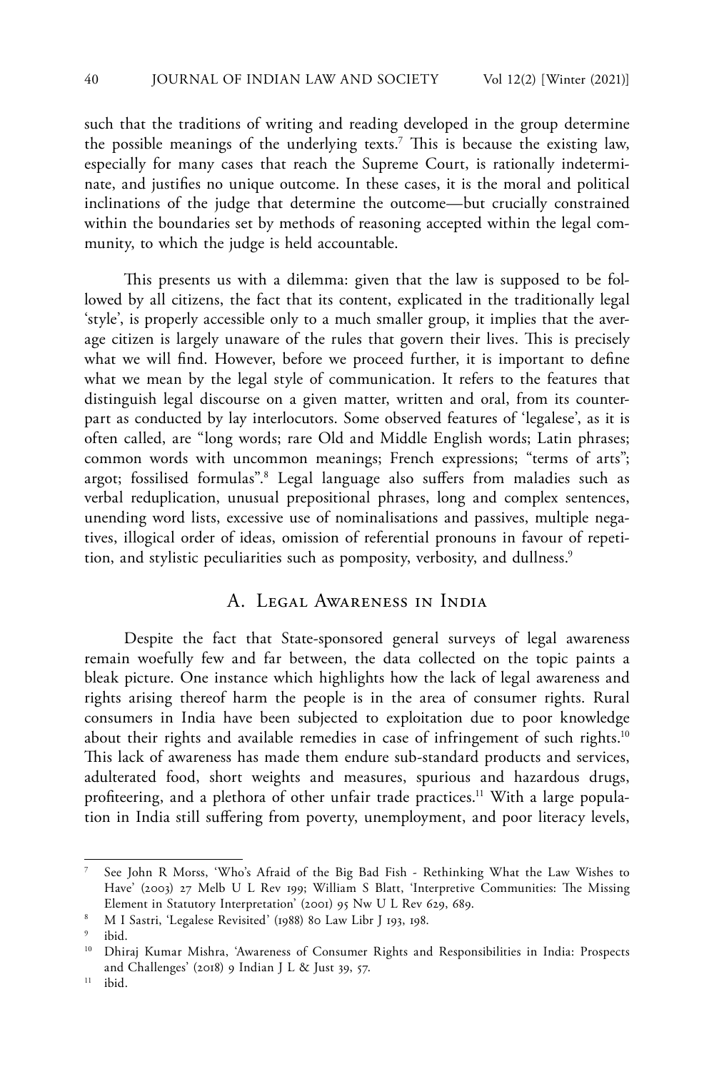such that the traditions of writing and reading developed in the group determine the possible meanings of the underlying texts.[7] This is because the existing law, especially for many cases that reach the Supreme Court, is rationally indeterminate, and justifies no unique outcome. In these cases, it is the moral and political inclinations of the judge that determine the outcome—but crucially constrained within the boundaries set by methods of reasoning accepted within the legal community, to which the judge is held accountable.

This presents us with a dilemma: given that the law is supposed to be followed by all citizens, the fact that its content, explicated in the traditionally legal 'style', is properly accessible only to a much smaller group, it implies that the average citizen is largely unaware of the rules that govern their lives. This is precisely what we will find. However, before we proceed further, it is important to define what we mean by the legal style of communication. It refers to the features that distinguish legal discourse on a given matter, written and oral, from its counterpart as conducted by lay interlocutors. Some observed features of 'legalese', as it is often called, are "long words; rare Old and Middle English words; Latin phrases; common words with uncommon meanings; French expressions; "terms of arts"; argot; fossilised formulas".[8] Legal language also suffers from maladies such as verbal reduplication, unusual prepositional phrases, long and complex sentences, unending word lists, excessive use of nominalisations and passives, multiple negatives, illogical order of ideas, omission of referential pronouns in favour of repetition, and stylistic peculiarities such as pomposity, verbosity, and dullness.[9]

## A. Legal Awareness in India

Despite the fact that State-sponsored general surveys of legal awareness remain woefully few and far between, the data collected on the topic paints a bleak picture. One instance which highlights how the lack of legal awareness and rights arising thereof harm the people is in the area of consumer rights. Rural consumers in India have been subjected to exploitation due to poor knowledge about their rights and available remedies in case of infringement of such rights.[10] This lack of awareness has made them endure sub-standard products and services, adulterated food, short weights and measures, spurious and hazardous drugs, profiteering, and a plethora of other unfair trade practices.[11] With a large population in India still suffering from poverty, unemployment, and poor literacy levels,

---

[7] See John R Morss, 'Who's Afraid of the Big Bad Fish - Rethinking What the Law Wishes to Have' (2003) 27 Melb U L Rev 199; William S Blatt, 'Interpretive Communities: The Missing Element in Statutory Interpretation' (2001) 95 Nw U L Rev 629, 689.

[8] M I Sastri, 'Legalese Revisited' (1988) 80 Law Libr J 193, 198.

[9] ibid.

[10] Dhiraj Kumar Mishra, 'Awareness of Consumer Rights and Responsibilities in India: Prospects and Challenges' (2018) 9 Indian J L & Just 39, 57.

[11] ibid.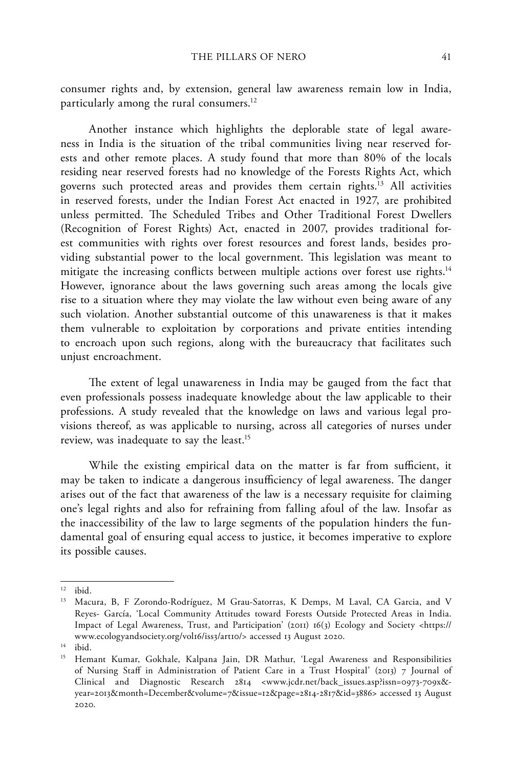consumer rights and, by extension, general law awareness remain low in India, particularly among the rural consumers.[12]

Another instance which highlights the deplorable state of legal awareness in India is the situation of the tribal communities living near reserved forests and other remote places. A study found that more than 80% of the locals residing near reserved forests had no knowledge of the Forests Rights Act, which governs such protected areas and provides them certain rights.[13] All activities in reserved forests, under the Indian Forest Act enacted in 1927, are prohibited unless permitted. The Scheduled Tribes and Other Traditional Forest Dwellers (Recognition of Forest Rights) Act, enacted in 2007, provides traditional forest communities with rights over forest resources and forest lands, besides providing substantial power to the local government. This legislation was meant to mitigate the increasing conflicts between multiple actions over forest use rights.[14] However, ignorance about the laws governing such areas among the locals give rise to a situation where they may violate the law without even being aware of any such violation. Another substantial outcome of this unawareness is that it makes them vulnerable to exploitation by corporations and private entities intending to encroach upon such regions, along with the bureaucracy that facilitates such unjust encroachment.

The extent of legal unawareness in India may be gauged from the fact that even professionals possess inadequate knowledge about the law applicable to their professions. A study revealed that the knowledge on laws and various legal provisions thereof, as was applicable to nursing, across all categories of nurses under review, was inadequate to say the least.[15]

While the existing empirical data on the matter is far from sufficient, it may be taken to indicate a dangerous insufficiency of legal awareness. The danger arises out of the fact that awareness of the law is a necessary requisite for claiming one's legal rights and also for refraining from falling afoul of the law. Insofar as the inaccessibility of the law to large segments of the population hinders the fundamental goal of ensuring equal access to justice, it becomes imperative to explore its possible causes.

---

[12] ibid.

[13] Macura, B, F Zorondo-Rodríguez, M Grau-Satorras, K Demps, M Laval, CA Garcia, and V Reyes- García, 'Local Community Attitudes toward Forests Outside Protected Areas in India. Impact of Legal Awareness, Trust, and Participation' (2011) 16(3) Ecology and Society <https://www.ecologyandsociety.org/vol16/iss3/art10/> accessed 13 August 2020.

[14] ibid.

[15] Hemant Kumar, Gokhale, Kalpana Jain, DR Mathur, 'Legal Awareness and Responsibilities of Nursing Staff in Administration of Patient Care in a Trust Hospital' (2013) 7 Journal of Clinical and Diagnostic Research 2814 <www.jcdr.net/back_issues.asp?issn=0973-709x&year=2013&month=December&volume=7&issue=12&page=2814-2817&id=3886> accessed 13 August 2020.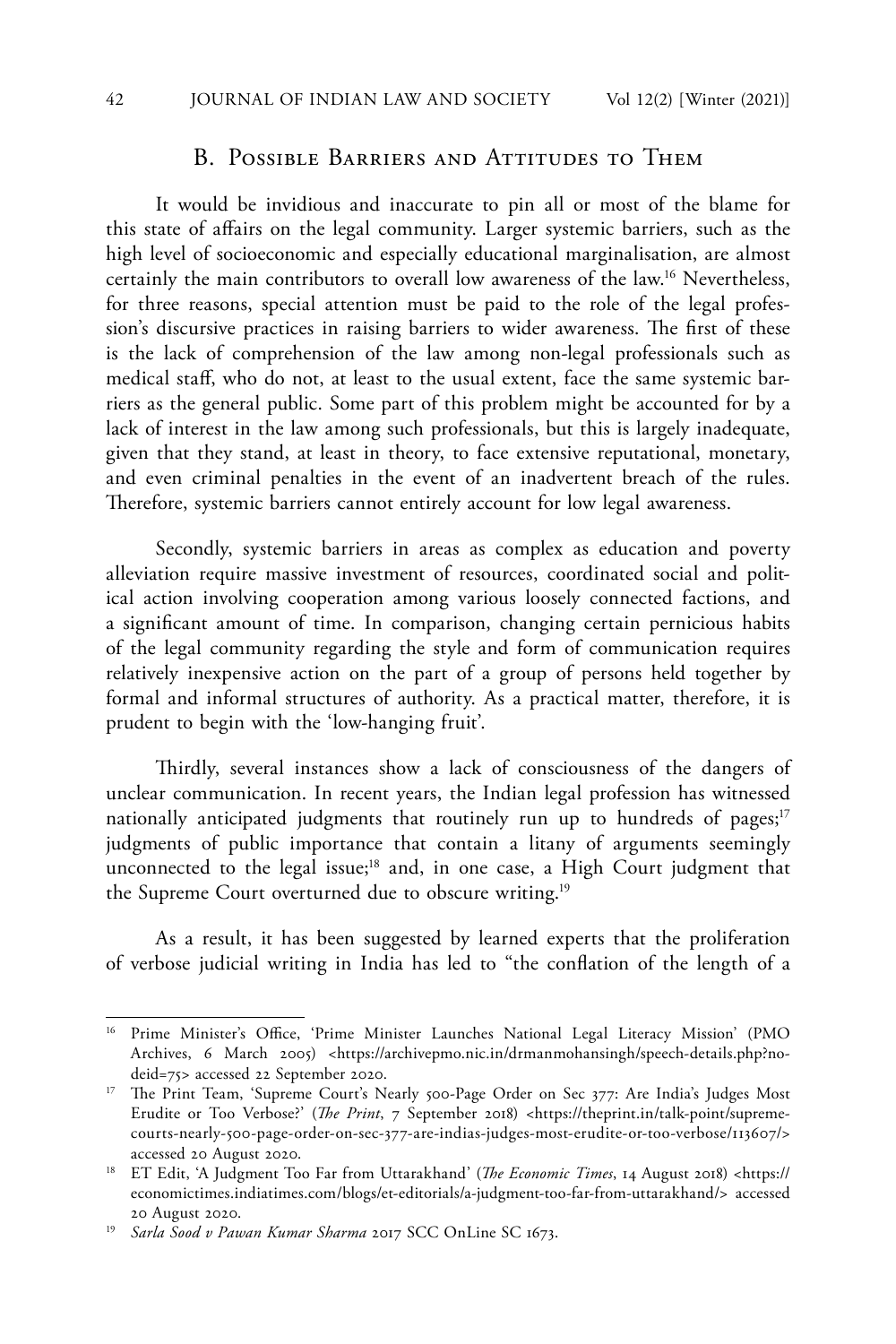## B. Possible Barriers and Attitudes to Them

It would be invidious and inaccurate to pin all or most of the blame for this state of affairs on the legal community. Larger systemic barriers, such as the high level of socioeconomic and especially educational marginalisation, are almost certainly the main contributors to overall low awareness of the law.[16] Nevertheless, for three reasons, special attention must be paid to the role of the legal profession's discursive practices in raising barriers to wider awareness. The first of these is the lack of comprehension of the law among non-legal professionals such as medical staff, who do not, at least to the usual extent, face the same systemic barriers as the general public. Some part of this problem might be accounted for by a lack of interest in the law among such professionals, but this is largely inadequate, given that they stand, at least in theory, to face extensive reputational, monetary, and even criminal penalties in the event of an inadvertent breach of the rules. Therefore, systemic barriers cannot entirely account for low legal awareness.

Secondly, systemic barriers in areas as complex as education and poverty alleviation require massive investment of resources, coordinated social and political action involving cooperation among various loosely connected factions, and a significant amount of time. In comparison, changing certain pernicious habits of the legal community regarding the style and form of communication requires relatively inexpensive action on the part of a group of persons held together by formal and informal structures of authority. As a practical matter, therefore, it is prudent to begin with the 'low-hanging fruit'.

Thirdly, several instances show a lack of consciousness of the dangers of unclear communication. In recent years, the Indian legal profession has witnessed nationally anticipated judgments that routinely run up to hundreds of pages;[17] judgments of public importance that contain a litany of arguments seemingly unconnected to the legal issue;[18] and, in one case, a High Court judgment that the Supreme Court overturned due to obscure writing.[19]

As a result, it has been suggested by learned experts that the proliferation of verbose judicial writing in India has led to "the conflation of the length of a

---

[16] Prime Minister's Office, 'Prime Minister Launches National Legal Literacy Mission' (PMO Archives, 6 March 2005) <https://archivepmo.nic.in/drmanmohansingh/speech-details.php?nodeid=75> accessed 22 September 2020.

[17] The Print Team, 'Supreme Court's Nearly 500-Page Order on Sec 377: Are India's Judges Most Erudite or Too Verbose?' (*The Print*, 7 September 2018) <https://theprint.in/talk-point/supreme-courts-nearly-500-page-order-on-sec-377-are-indias-judges-most-erudite-or-too-verbose/113607/> accessed 20 August 2020.

[18] ET Edit, 'A Judgment Too Far from Uttarakhand' (*The Economic Times*, 14 August 2018) <https://economictimes.indiatimes.com/blogs/et-editorials/a-judgment-too-far-from-uttarakhand/> accessed 20 August 2020.

[19] *Sarla Sood v Pawan Kumar Sharma* 2017 SCC OnLine SC 1673.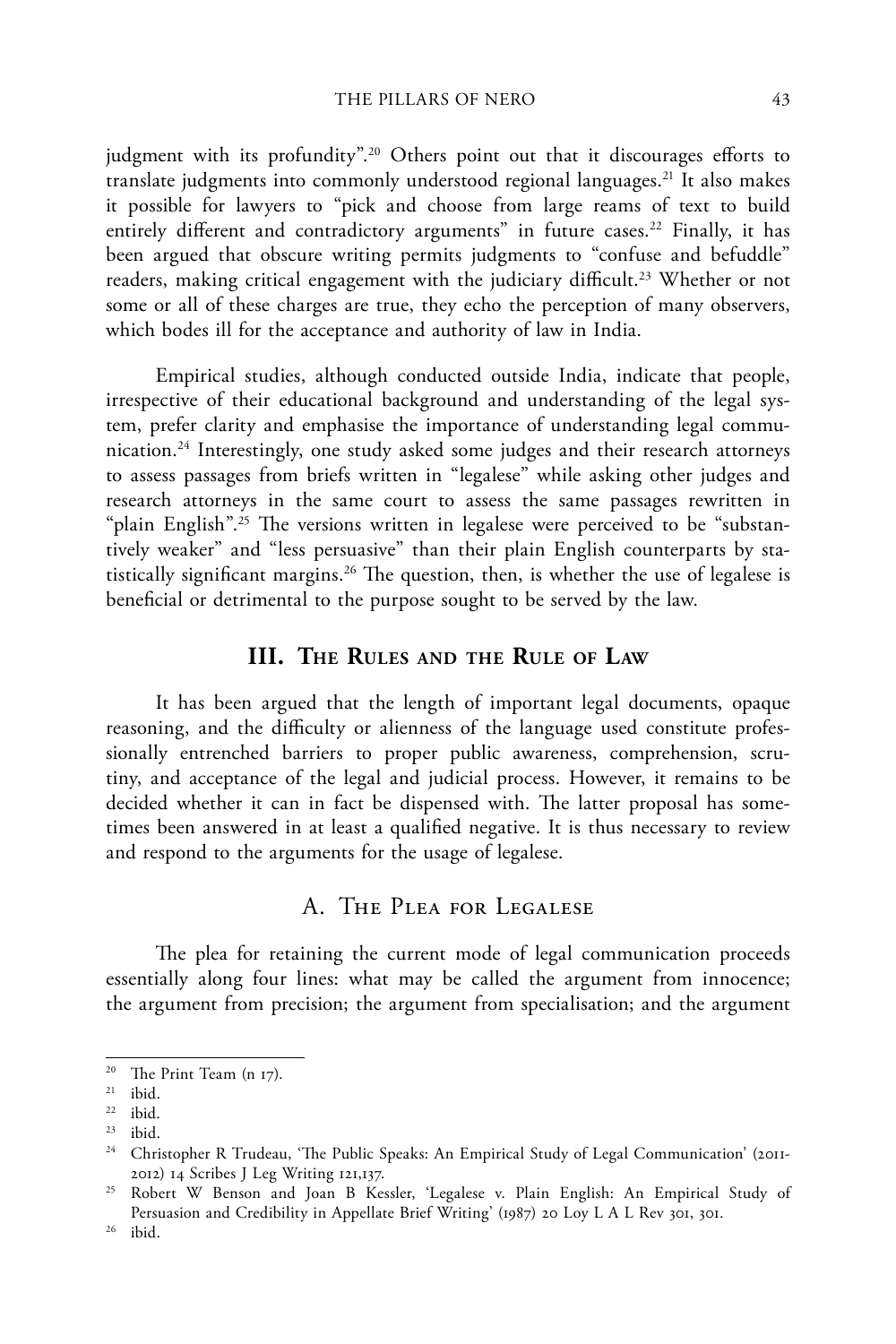judgment with its profundity".[20] Others point out that it discourages efforts to translate judgments into commonly understood regional languages.[21] It also makes it possible for lawyers to "pick and choose from large reams of text to build entirely different and contradictory arguments" in future cases.[22] Finally, it has been argued that obscure writing permits judgments to "confuse and befuddle" readers, making critical engagement with the judiciary difficult.[23] Whether or not some or all of these charges are true, they echo the perception of many observers, which bodes ill for the acceptance and authority of law in India.

Empirical studies, although conducted outside India, indicate that people, irrespective of their educational background and understanding of the legal system, prefer clarity and emphasise the importance of understanding legal communication.[24] Interestingly, one study asked some judges and their research attorneys to assess passages from briefs written in "legalese" while asking other judges and research attorneys in the same court to assess the same passages rewritten in "plain English".[25] The versions written in legalese were perceived to be "substantively weaker" and "less persuasive" than their plain English counterparts by statistically significant margins.[26] The question, then, is whether the use of legalese is beneficial or detrimental to the purpose sought to be served by the law.

## III. The Rules and the Rule of Law

It has been argued that the length of important legal documents, opaque reasoning, and the difficulty or alienness of the language used constitute professionally entrenched barriers to proper public awareness, comprehension, scrutiny, and acceptance of the legal and judicial process. However, it remains to be decided whether it can in fact be dispensed with. The latter proposal has sometimes been answered in at least a qualified negative. It is thus necessary to review and respond to the arguments for the usage of legalese.

### A. The Plea for Legalese

The plea for retaining the current mode of legal communication proceeds essentially along four lines: what may be called the argument from innocence; the argument from precision; the argument from specialisation; and the argument

---

[20] The Print Team (n 17).

[21] ibid.

[22] ibid.

[23] ibid.

[24] Christopher R Trudeau, 'The Public Speaks: An Empirical Study of Legal Communication' (2011-2012) 14 Scribes J Leg Writing 121,137.

[25] Robert W Benson and Joan B Kessler, 'Legalese v. Plain English: An Empirical Study of Persuasion and Credibility in Appellate Brief Writing' (1987) 20 Loy L A L Rev 301, 301.

[26] ibid.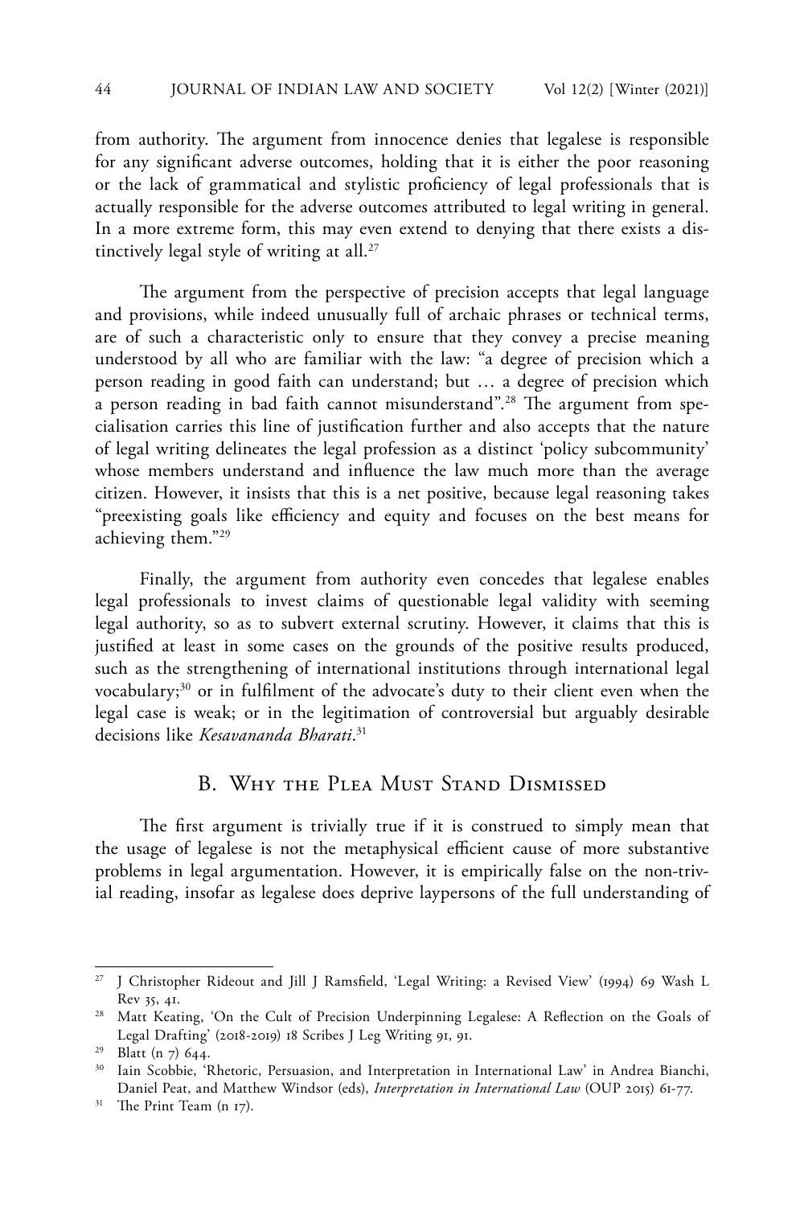from authority. The argument from innocence denies that legalese is responsible for any significant adverse outcomes, holding that it is either the poor reasoning or the lack of grammatical and stylistic proficiency of legal professionals that is actually responsible for the adverse outcomes attributed to legal writing in general. In a more extreme form, this may even extend to denying that there exists a distinctively legal style of writing at all.[27]

The argument from the perspective of precision accepts that legal language and provisions, while indeed unusually full of archaic phrases or technical terms, are of such a characteristic only to ensure that they convey a precise meaning understood by all who are familiar with the law: "a degree of precision which a person reading in good faith can understand; but … a degree of precision which a person reading in bad faith cannot misunderstand".[28] The argument from specialisation carries this line of justification further and also accepts that the nature of legal writing delineates the legal profession as a distinct 'policy subcommunity' whose members understand and influence the law much more than the average citizen. However, it insists that this is a net positive, because legal reasoning takes "preexisting goals like efficiency and equity and focuses on the best means for achieving them."[29]

Finally, the argument from authority even concedes that legalese enables legal professionals to invest claims of questionable legal validity with seeming legal authority, so as to subvert external scrutiny. However, it claims that this is justified at least in some cases on the grounds of the positive results produced, such as the strengthening of international institutions through international legal vocabulary;[30] or in fulfilment of the advocate's duty to their client even when the legal case is weak; or in the legitimation of controversial but arguably desirable decisions like *Kesavananda Bharati*.[31]

## B. Why the Plea Must Stand Dismissed

The first argument is trivially true if it is construed to simply mean that the usage of legalese is not the metaphysical efficient cause of more substantive problems in legal argumentation. However, it is empirically false on the non-trivial reading, insofar as legalese does deprive laypersons of the full understanding of

---

[27] J Christopher Rideout and Jill J Ramsfield, 'Legal Writing: a Revised View' (1994) 69 Wash L Rev 35, 41.

[28] Matt Keating, 'On the Cult of Precision Underpinning Legalese: A Reflection on the Goals of Legal Drafting' (2018-2019) 18 Scribes J Leg Writing 91, 91.

[29] Blatt (n 7) 644.

[30] Iain Scobbie, 'Rhetoric, Persuasion, and Interpretation in International Law' in Andrea Bianchi, Daniel Peat, and Matthew Windsor (eds), *Interpretation in International Law* (OUP 2015) 61-77.

[31] The Print Team (n 17).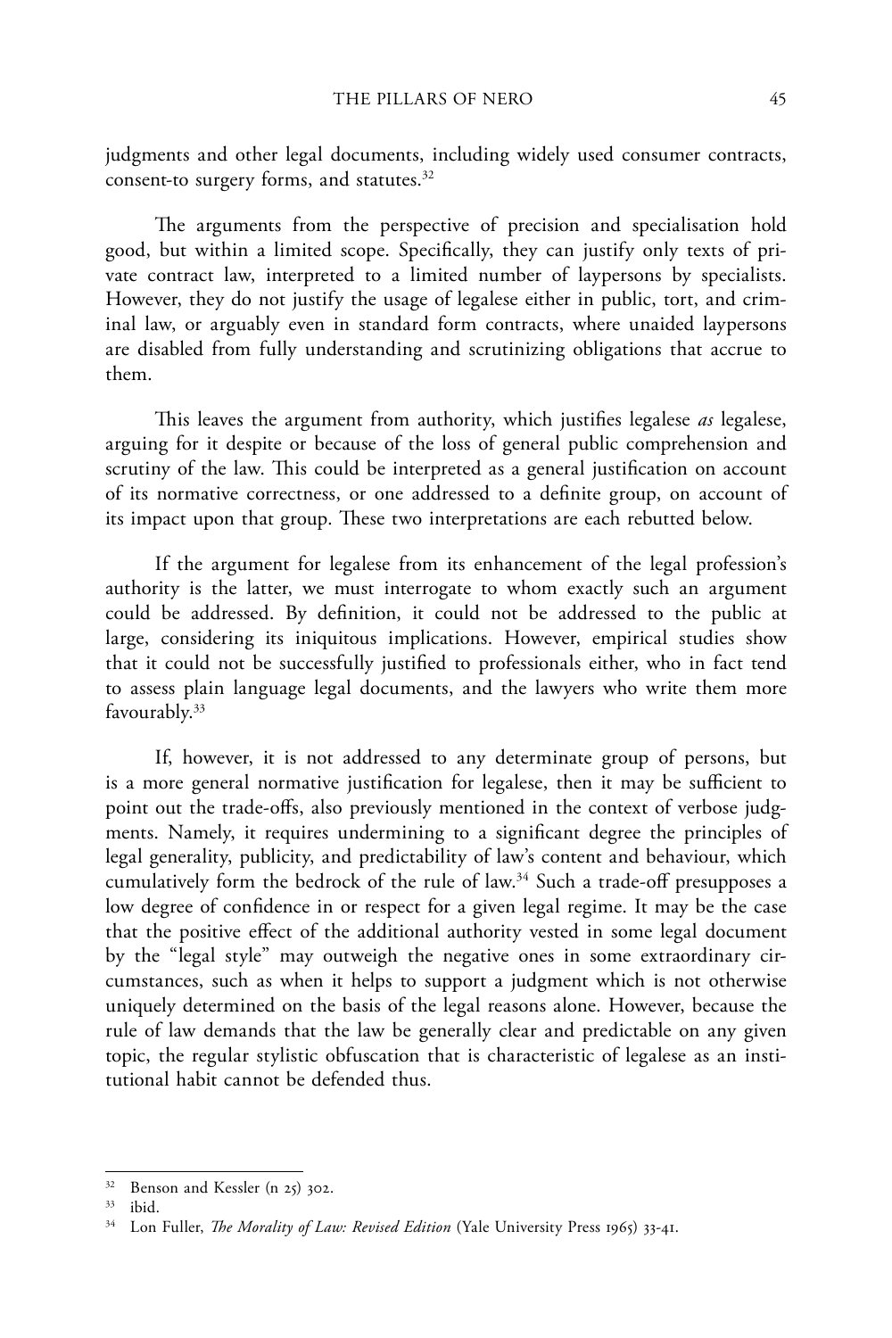judgments and other legal documents, including widely used consumer contracts, consent-to surgery forms, and statutes.[32]

The arguments from the perspective of precision and specialisation hold good, but within a limited scope. Specifically, they can justify only texts of private contract law, interpreted to a limited number of laypersons by specialists. However, they do not justify the usage of legalese either in public, tort, and criminal law, or arguably even in standard form contracts, where unaided laypersons are disabled from fully understanding and scrutinizing obligations that accrue to them.

This leaves the argument from authority, which justifies legalese *as* legalese, arguing for it despite or because of the loss of general public comprehension and scrutiny of the law. This could be interpreted as a general justification on account of its normative correctness, or one addressed to a definite group, on account of its impact upon that group. These two interpretations are each rebutted below.

If the argument for legalese from its enhancement of the legal profession's authority is the latter, we must interrogate to whom exactly such an argument could be addressed. By definition, it could not be addressed to the public at large, considering its iniquitous implications. However, empirical studies show that it could not be successfully justified to professionals either, who in fact tend to assess plain language legal documents, and the lawyers who write them more favourably.[33]

If, however, it is not addressed to any determinate group of persons, but is a more general normative justification for legalese, then it may be sufficient to point out the trade-offs, also previously mentioned in the context of verbose judgments. Namely, it requires undermining to a significant degree the principles of legal generality, publicity, and predictability of law's content and behaviour, which cumulatively form the bedrock of the rule of law.[34] Such a trade-off presupposes a low degree of confidence in or respect for a given legal regime. It may be the case that the positive effect of the additional authority vested in some legal document by the "legal style" may outweigh the negative ones in some extraordinary circumstances, such as when it helps to support a judgment which is not otherwise uniquely determined on the basis of the legal reasons alone. However, because the rule of law demands that the law be generally clear and predictable on any given topic, the regular stylistic obfuscation that is characteristic of legalese as an institutional habit cannot be defended thus.

---

[32] Benson and Kessler (n 25) 302.

[33] ibid.

[34] Lon Fuller, *The Morality of Law: Revised Edition* (Yale University Press 1965) 33-41.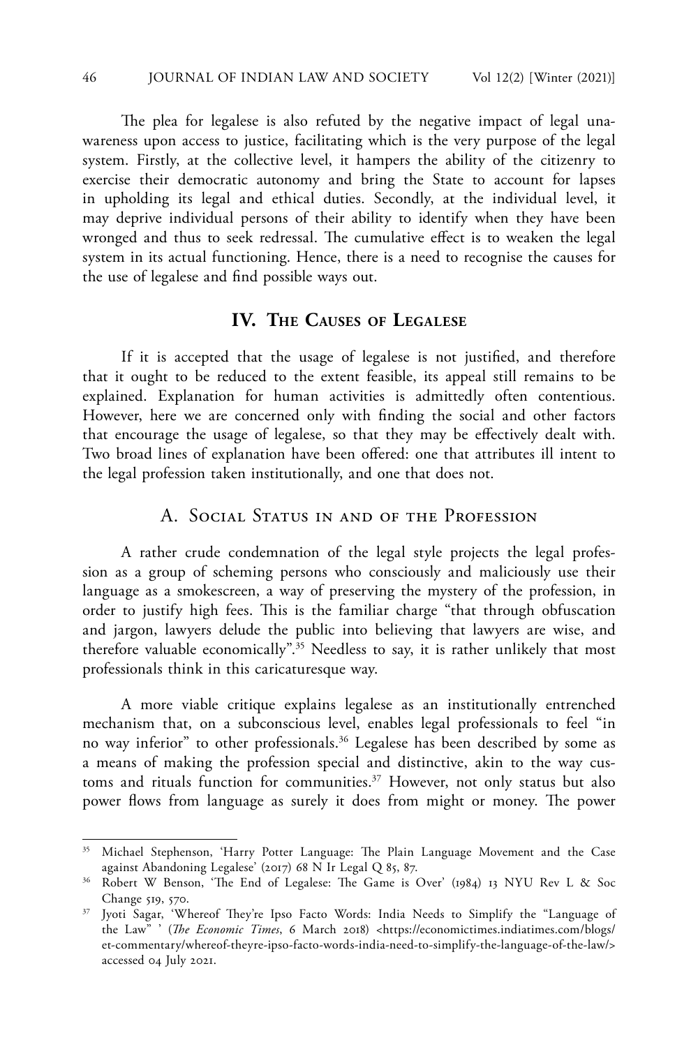The plea for legalese is also refuted by the negative impact of legal unawareness upon access to justice, facilitating which is the very purpose of the legal system. Firstly, at the collective level, it hampers the ability of the citizenry to exercise their democratic autonomy and bring the State to account for lapses in upholding its legal and ethical duties. Secondly, at the individual level, it may deprive individual persons of their ability to identify when they have been wronged and thus to seek redressal. The cumulative effect is to weaken the legal system in its actual functioning. Hence, there is a need to recognise the causes for the use of legalese and find possible ways out.

## IV. The Causes of Legalese

If it is accepted that the usage of legalese is not justified, and therefore that it ought to be reduced to the extent feasible, its appeal still remains to be explained. Explanation for human activities is admittedly often contentious. However, here we are concerned only with finding the social and other factors that encourage the usage of legalese, so that they may be effectively dealt with. Two broad lines of explanation have been offered: one that attributes ill intent to the legal profession taken institutionally, and one that does not.

### A. Social Status in and of the Profession

A rather crude condemnation of the legal style projects the legal profession as a group of scheming persons who consciously and maliciously use their language as a smokescreen, a way of preserving the mystery of the profession, in order to justify high fees. This is the familiar charge "that through obfuscation and jargon, lawyers delude the public into believing that lawyers are wise, and therefore valuable economically".[35] Needless to say, it is rather unlikely that most professionals think in this caricaturesque way.

A more viable critique explains legalese as an institutionally entrenched mechanism that, on a subconscious level, enables legal professionals to feel "in no way inferior" to other professionals.[36] Legalese has been described by some as a means of making the profession special and distinctive, akin to the way customs and rituals function for communities.[37] However, not only status but also power flows from language as surely it does from might or money. The power

---

[35] Michael Stephenson, 'Harry Potter Language: The Plain Language Movement and the Case against Abandoning Legalese' (2017) 68 N Ir Legal Q 85, 87.

[36] Robert W Benson, 'The End of Legalese: The Game is Over' (1984) 13 NYU Rev L & Soc Change 519, 570.

[37] Jyoti Sagar, 'Whereof They're Ipso Facto Words: India Needs to Simplify the "Language of the Law" ' (*The Economic Times*, 6 March 2018) <https://economictimes.indiatimes.com/blogs/et-commentary/whereof-theyre-ipso-facto-words-india-need-to-simplify-the-language-of-the-law/> accessed 04 July 2021.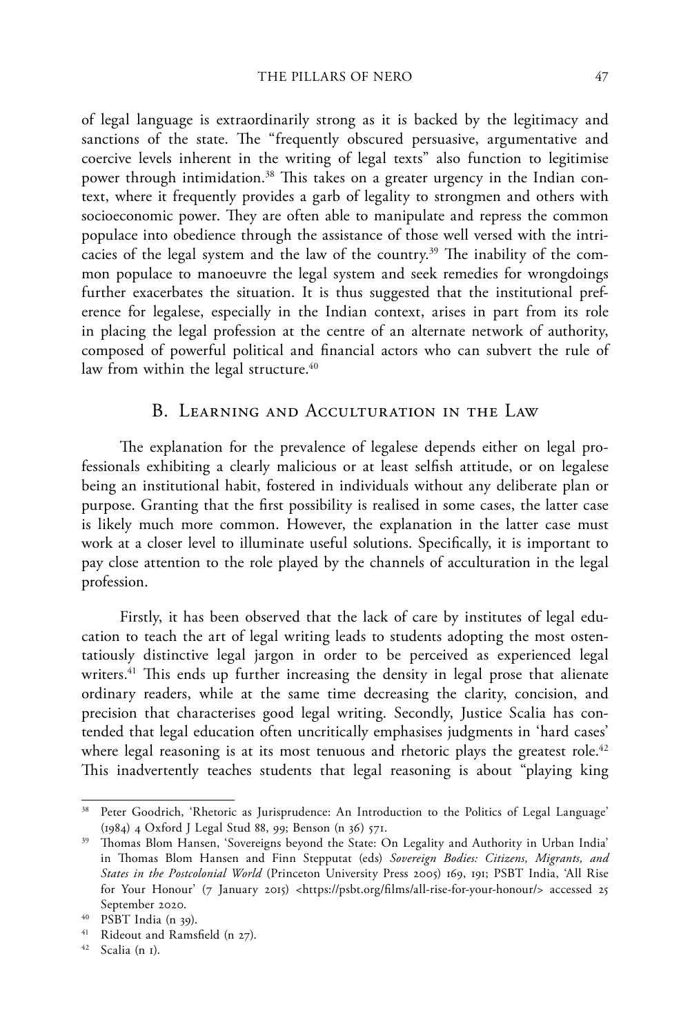of legal language is extraordinarily strong as it is backed by the legitimacy and sanctions of the state. The "frequently obscured persuasive, argumentative and coercive levels inherent in the writing of legal texts" also function to legitimise power through intimidation.[38] This takes on a greater urgency in the Indian context, where it frequently provides a garb of legality to strongmen and others with socioeconomic power. They are often able to manipulate and repress the common populace into obedience through the assistance of those well versed with the intricacies of the legal system and the law of the country.[39] The inability of the common populace to manoeuvre the legal system and seek remedies for wrongdoings further exacerbates the situation. It is thus suggested that the institutional preference for legalese, especially in the Indian context, arises in part from its role in placing the legal profession at the centre of an alternate network of authority, composed of powerful political and financial actors who can subvert the rule of law from within the legal structure.[40]

## B. Learning and Acculturation in the Law

The explanation for the prevalence of legalese depends either on legal professionals exhibiting a clearly malicious or at least selfish attitude, or on legalese being an institutional habit, fostered in individuals without any deliberate plan or purpose. Granting that the first possibility is realised in some cases, the latter case is likely much more common. However, the explanation in the latter case must work at a closer level to illuminate useful solutions. Specifically, it is important to pay close attention to the role played by the channels of acculturation in the legal profession.

Firstly, it has been observed that the lack of care by institutes of legal education to teach the art of legal writing leads to students adopting the most ostentatiously distinctive legal jargon in order to be perceived as experienced legal writers.[41] This ends up further increasing the density in legal prose that alienate ordinary readers, while at the same time decreasing the clarity, concision, and precision that characterises good legal writing. Secondly, Justice Scalia has contended that legal education often uncritically emphasises judgments in 'hard cases' where legal reasoning is at its most tenuous and rhetoric plays the greatest role.[42] This inadvertently teaches students that legal reasoning is about "playing king

---

[38] Peter Goodrich, 'Rhetoric as Jurisprudence: An Introduction to the Politics of Legal Language' (1984) 4 Oxford J Legal Stud 88, 99; Benson (n 36) 571.

[39] Thomas Blom Hansen, 'Sovereigns beyond the State: On Legality and Authority in Urban India' in Thomas Blom Hansen and Finn Stepputat (eds) *Sovereign Bodies: Citizens, Migrants, and States in the Postcolonial World* (Princeton University Press 2005) 169, 191; PSBT India, 'All Rise for Your Honour' (7 January 2015) <https://psbt.org/films/all-rise-for-your-honour/> accessed 25 September 2020.

[40] PSBT India (n 39).

[41] Rideout and Ramsfield (n 27).

[42] Scalia (n 1).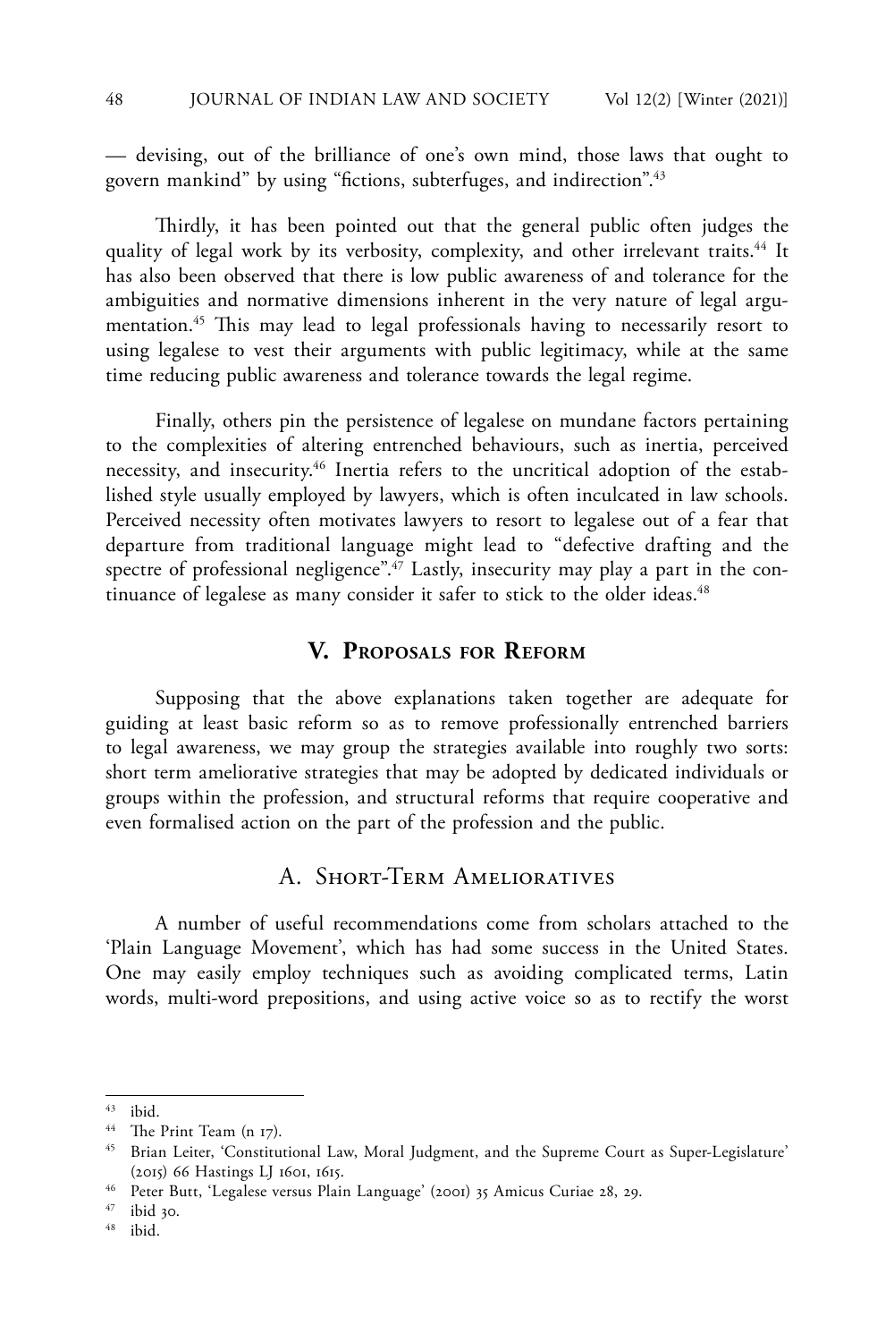— devising, out of the brilliance of one's own mind, those laws that ought to govern mankind" by using "fictions, subterfuges, and indirection".[43]

Thirdly, it has been pointed out that the general public often judges the quality of legal work by its verbosity, complexity, and other irrelevant traits.[44] It has also been observed that there is low public awareness of and tolerance for the ambiguities and normative dimensions inherent in the very nature of legal argumentation.[45] This may lead to legal professionals having to necessarily resort to using legalese to vest their arguments with public legitimacy, while at the same time reducing public awareness and tolerance towards the legal regime.

Finally, others pin the persistence of legalese on mundane factors pertaining to the complexities of altering entrenched behaviours, such as inertia, perceived necessity, and insecurity.[46] Inertia refers to the uncritical adoption of the established style usually employed by lawyers, which is often inculcated in law schools. Perceived necessity often motivates lawyers to resort to legalese out of a fear that departure from traditional language might lead to "defective drafting and the spectre of professional negligence".[47] Lastly, insecurity may play a part in the continuance of legalese as many consider it safer to stick to the older ideas.[48]

## V. Proposals for Reform

Supposing that the above explanations taken together are adequate for guiding at least basic reform so as to remove professionally entrenched barriers to legal awareness, we may group the strategies available into roughly two sorts: short term ameliorative strategies that may be adopted by dedicated individuals or groups within the profession, and structural reforms that require cooperative and even formalised action on the part of the profession and the public.

### A. Short-Term Amelioratives

A number of useful recommendations come from scholars attached to the 'Plain Language Movement', which has had some success in the United States. One may easily employ techniques such as avoiding complicated terms, Latin words, multi-word prepositions, and using active voice so as to rectify the worst

---

[43] ibid.

[44] The Print Team (n 17).

[45] Brian Leiter, 'Constitutional Law, Moral Judgment, and the Supreme Court as Super-Legislature' (2015) 66 Hastings LJ 1601, 1615.

[46] Peter Butt, 'Legalese versus Plain Language' (2001) 35 Amicus Curiae 28, 29.

[47] ibid 30.

[48] ibid.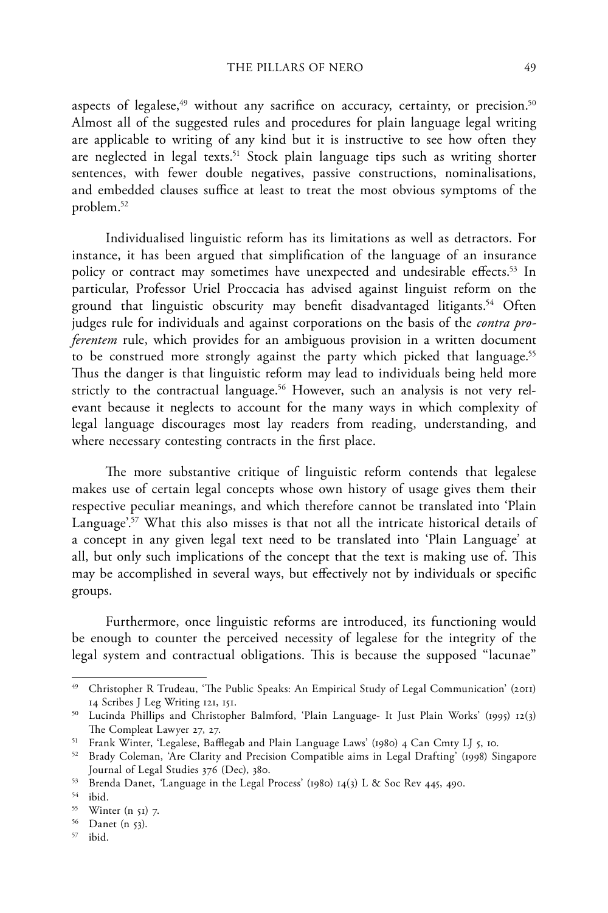aspects of legalese,[49] without any sacrifice on accuracy, certainty, or precision.[50] Almost all of the suggested rules and procedures for plain language legal writing are applicable to writing of any kind but it is instructive to see how often they are neglected in legal texts.[51] Stock plain language tips such as writing shorter sentences, with fewer double negatives, passive constructions, nominalisations, and embedded clauses suffice at least to treat the most obvious symptoms of the problem.[52]

Individualised linguistic reform has its limitations as well as detractors. For instance, it has been argued that simplification of the language of an insurance policy or contract may sometimes have unexpected and undesirable effects.[53] In particular, Professor Uriel Proccacia has advised against linguist reform on the ground that linguistic obscurity may benefit disadvantaged litigants.[54] Often judges rule for individuals and against corporations on the basis of the *contra proferentem* rule, which provides for an ambiguous provision in a written document to be construed more strongly against the party which picked that language.[55] Thus the danger is that linguistic reform may lead to individuals being held more strictly to the contractual language.[56] However, such an analysis is not very relevant because it neglects to account for the many ways in which complexity of legal language discourages most lay readers from reading, understanding, and where necessary contesting contracts in the first place.

The more substantive critique of linguistic reform contends that legalese makes use of certain legal concepts whose own history of usage gives them their respective peculiar meanings, and which therefore cannot be translated into 'Plain Language'.[57] What this also misses is that not all the intricate historical details of a concept in any given legal text need to be translated into 'Plain Language' at all, but only such implications of the concept that the text is making use of. This may be accomplished in several ways, but effectively not by individuals or specific groups.

Furthermore, once linguistic reforms are introduced, its functioning would be enough to counter the perceived necessity of legalese for the integrity of the legal system and contractual obligations. This is because the supposed "lacunae"

---

[49] Christopher R Trudeau, 'The Public Speaks: An Empirical Study of Legal Communication' (2011) 14 Scribes J Leg Writing 121, 151.

[50] Lucinda Phillips and Christopher Balmford, 'Plain Language- It Just Plain Works' (1995) 12(3) The Compleat Lawyer 27, 27.

[51] Frank Winter, 'Legalese, Bafflegab and Plain Language Laws' (1980) 4 Can Cmty LJ 5, 10.

[52] Brady Coleman, 'Are Clarity and Precision Compatible aims in Legal Drafting' (1998) Singapore Journal of Legal Studies 376 (Dec), 380.

[53] Brenda Danet, 'Language in the Legal Process' (1980) 14(3) L & Soc Rev 445, 490.

[54] ibid.

[55] Winter (n 51) 7.

[56] Danet (n 53).

[57] ibid.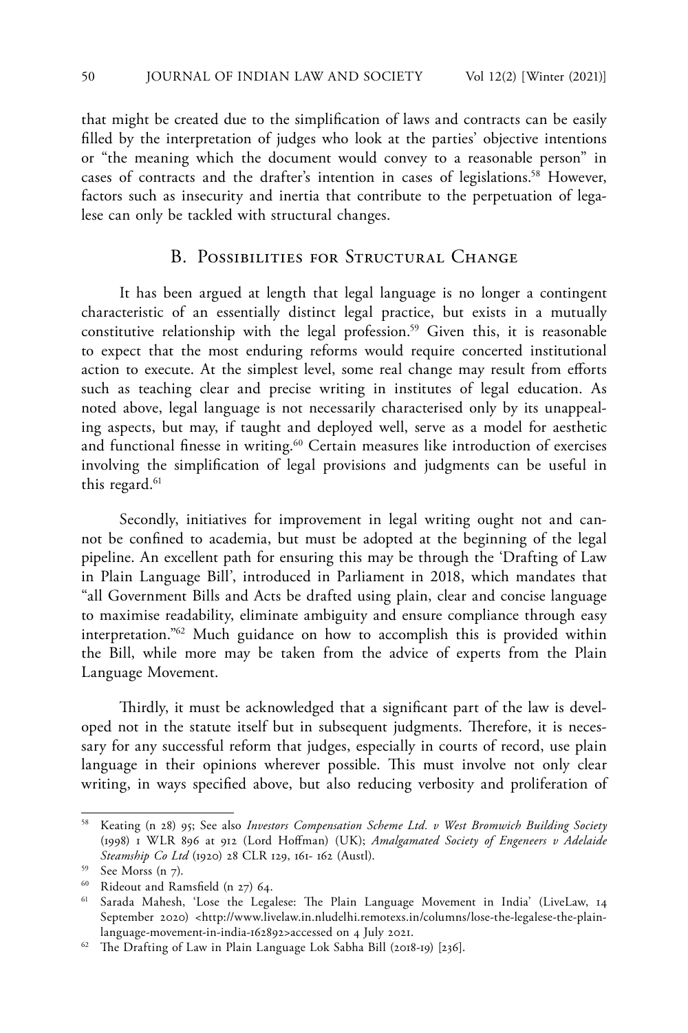that might be created due to the simplification of laws and contracts can be easily filled by the interpretation of judges who look at the parties' objective intentions or "the meaning which the document would convey to a reasonable person" in cases of contracts and the drafter's intention in cases of legislations.[58] However, factors such as insecurity and inertia that contribute to the perpetuation of legalese can only be tackled with structural changes.

## B. Possibilities for Structural Change

It has been argued at length that legal language is no longer a contingent characteristic of an essentially distinct legal practice, but exists in a mutually constitutive relationship with the legal profession.[59] Given this, it is reasonable to expect that the most enduring reforms would require concerted institutional action to execute. At the simplest level, some real change may result from efforts such as teaching clear and precise writing in institutes of legal education. As noted above, legal language is not necessarily characterised only by its unappealing aspects, but may, if taught and deployed well, serve as a model for aesthetic and functional finesse in writing.[60] Certain measures like introduction of exercises involving the simplification of legal provisions and judgments can be useful in this regard.[61]

Secondly, initiatives for improvement in legal writing ought not and cannot be confined to academia, but must be adopted at the beginning of the legal pipeline. An excellent path for ensuring this may be through the 'Drafting of Law in Plain Language Bill', introduced in Parliament in 2018, which mandates that "all Government Bills and Acts be drafted using plain, clear and concise language to maximise readability, eliminate ambiguity and ensure compliance through easy interpretation."[62] Much guidance on how to accomplish this is provided within the Bill, while more may be taken from the advice of experts from the Plain Language Movement.

Thirdly, it must be acknowledged that a significant part of the law is developed not in the statute itself but in subsequent judgments. Therefore, it is necessary for any successful reform that judges, especially in courts of record, use plain language in their opinions wherever possible. This must involve not only clear writing, in ways specified above, but also reducing verbosity and proliferation of

---

[58] Keating (n 28) 95; See also *Investors Compensation Scheme Ltd. v West Bromwich Building Society* (1998) 1 WLR 896 at 912 (Lord Hoffman) (UK); *Amalgamated Society of Engeneers v Adelaide Steamship Co Ltd* (1920) 28 CLR 129, 161- 162 (Austl).

[59] See Morss (n 7).

[60] Rideout and Ramsfield (n 27) 64.

[61] Sarada Mahesh, 'Lose the Legalese: The Plain Language Movement in India' (LiveLaw, 14 September 2020) <http://www.livelaw.in.nludelhi.remotexs.in/columns/lose-the-legalese-the-plain-language-movement-in-india-162892>accessed on 4 July 2021.

[62] The Drafting of Law in Plain Language Lok Sabha Bill (2018-19) [236].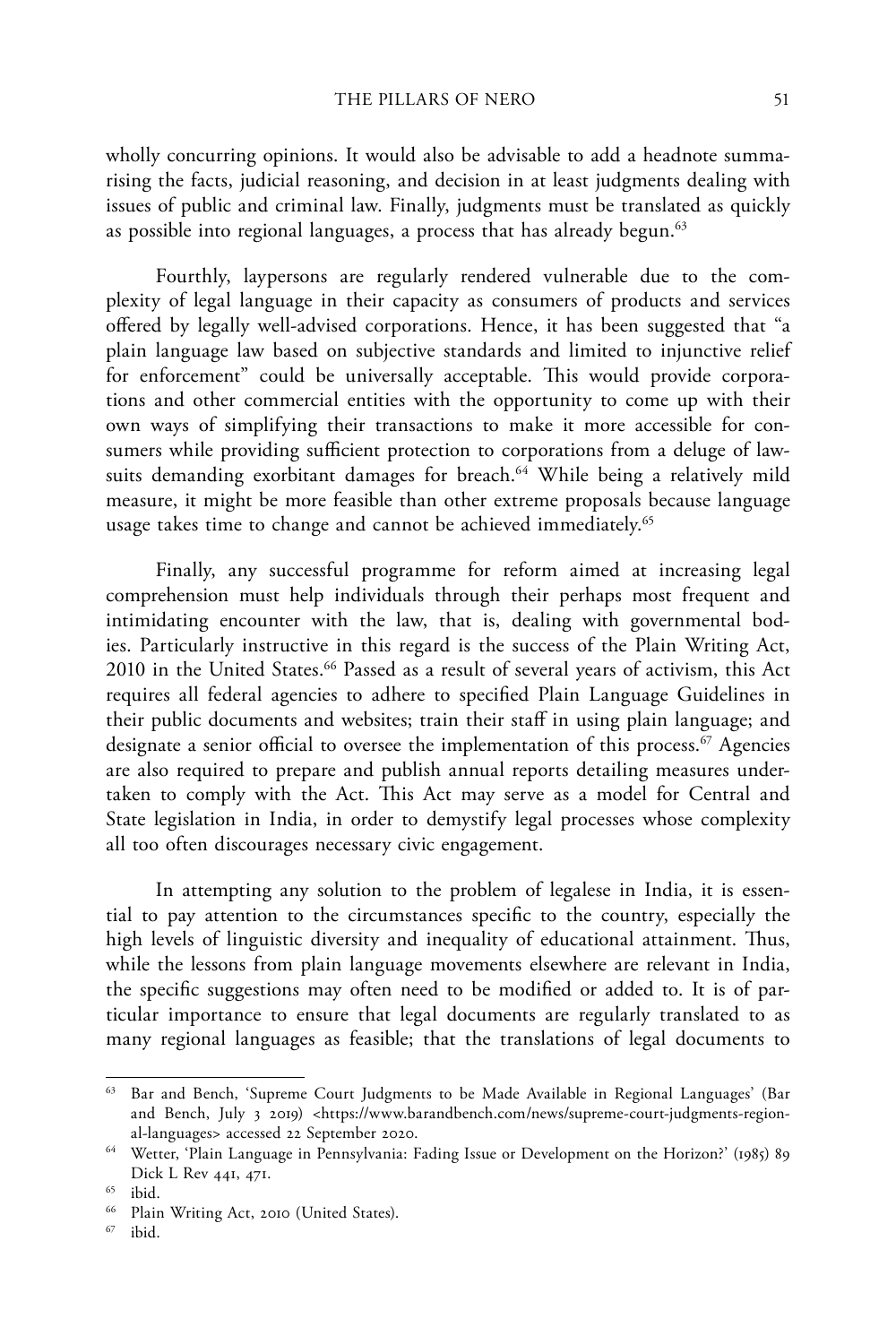wholly concurring opinions. It would also be advisable to add a headnote summarising the facts, judicial reasoning, and decision in at least judgments dealing with issues of public and criminal law. Finally, judgments must be translated as quickly as possible into regional languages, a process that has already begun.[63]

Fourthly, laypersons are regularly rendered vulnerable due to the complexity of legal language in their capacity as consumers of products and services offered by legally well-advised corporations. Hence, it has been suggested that "a plain language law based on subjective standards and limited to injunctive relief for enforcement" could be universally acceptable. This would provide corporations and other commercial entities with the opportunity to come up with their own ways of simplifying their transactions to make it more accessible for consumers while providing sufficient protection to corporations from a deluge of lawsuits demanding exorbitant damages for breach.[64] While being a relatively mild measure, it might be more feasible than other extreme proposals because language usage takes time to change and cannot be achieved immediately.[65]

Finally, any successful programme for reform aimed at increasing legal comprehension must help individuals through their perhaps most frequent and intimidating encounter with the law, that is, dealing with governmental bodies. Particularly instructive in this regard is the success of the Plain Writing Act, 2010 in the United States.[66] Passed as a result of several years of activism, this Act requires all federal agencies to adhere to specified Plain Language Guidelines in their public documents and websites; train their staff in using plain language; and designate a senior official to oversee the implementation of this process.[67] Agencies are also required to prepare and publish annual reports detailing measures undertaken to comply with the Act. This Act may serve as a model for Central and State legislation in India, in order to demystify legal processes whose complexity all too often discourages necessary civic engagement.

In attempting any solution to the problem of legalese in India, it is essential to pay attention to the circumstances specific to the country, especially the high levels of linguistic diversity and inequality of educational attainment. Thus, while the lessons from plain language movements elsewhere are relevant in India, the specific suggestions may often need to be modified or added to. It is of particular importance to ensure that legal documents are regularly translated to as many regional languages as feasible; that the translations of legal documents to

---

[63] Bar and Bench, 'Supreme Court Judgments to be Made Available in Regional Languages' (Bar and Bench, July 3 2019) <https://www.barandbench.com/news/supreme-court-judgments-regional-languages> accessed 22 September 2020.

[64] Wetter, 'Plain Language in Pennsylvania: Fading Issue or Development on the Horizon?' (1985) 89 Dick L Rev 441, 471.

[65] ibid.

[66] Plain Writing Act, 2010 (United States).

[67] ibid.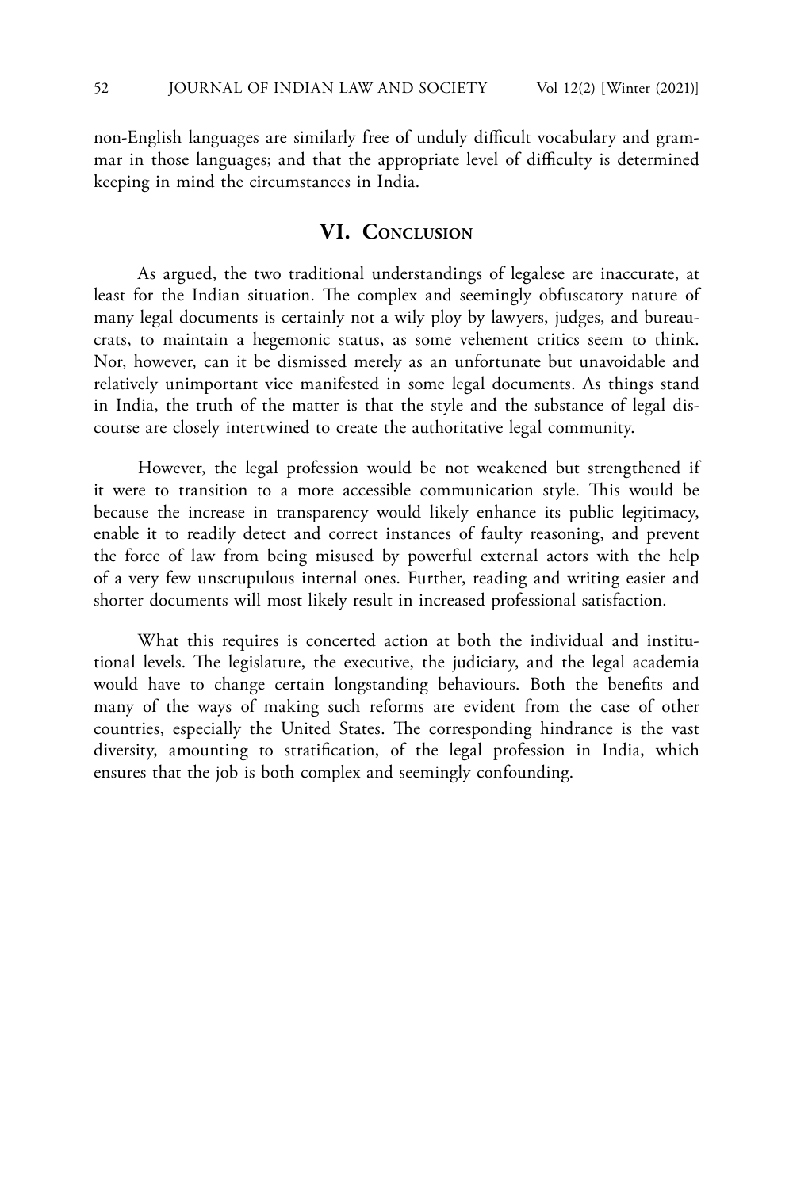non-English languages are similarly free of unduly difficult vocabulary and grammar in those languages; and that the appropriate level of difficulty is determined keeping in mind the circumstances in India.

## VI. Conclusion

As argued, the two traditional understandings of legalese are inaccurate, at least for the Indian situation. The complex and seemingly obfuscatory nature of many legal documents is certainly not a wily ploy by lawyers, judges, and bureaucrats, to maintain a hegemonic status, as some vehement critics seem to think. Nor, however, can it be dismissed merely as an unfortunate but unavoidable and relatively unimportant vice manifested in some legal documents. As things stand in India, the truth of the matter is that the style and the substance of legal discourse are closely intertwined to create the authoritative legal community.

However, the legal profession would be not weakened but strengthened if it were to transition to a more accessible communication style. This would be because the increase in transparency would likely enhance its public legitimacy, enable it to readily detect and correct instances of faulty reasoning, and prevent the force of law from being misused by powerful external actors with the help of a very few unscrupulous internal ones. Further, reading and writing easier and shorter documents will most likely result in increased professional satisfaction.

What this requires is concerted action at both the individual and institutional levels. The legislature, the executive, the judiciary, and the legal academia would have to change certain longstanding behaviours. Both the benefits and many of the ways of making such reforms are evident from the case of other countries, especially the United States. The corresponding hindrance is the vast diversity, amounting to stratification, of the legal profession in India, which ensures that the job is both complex and seemingly confounding.